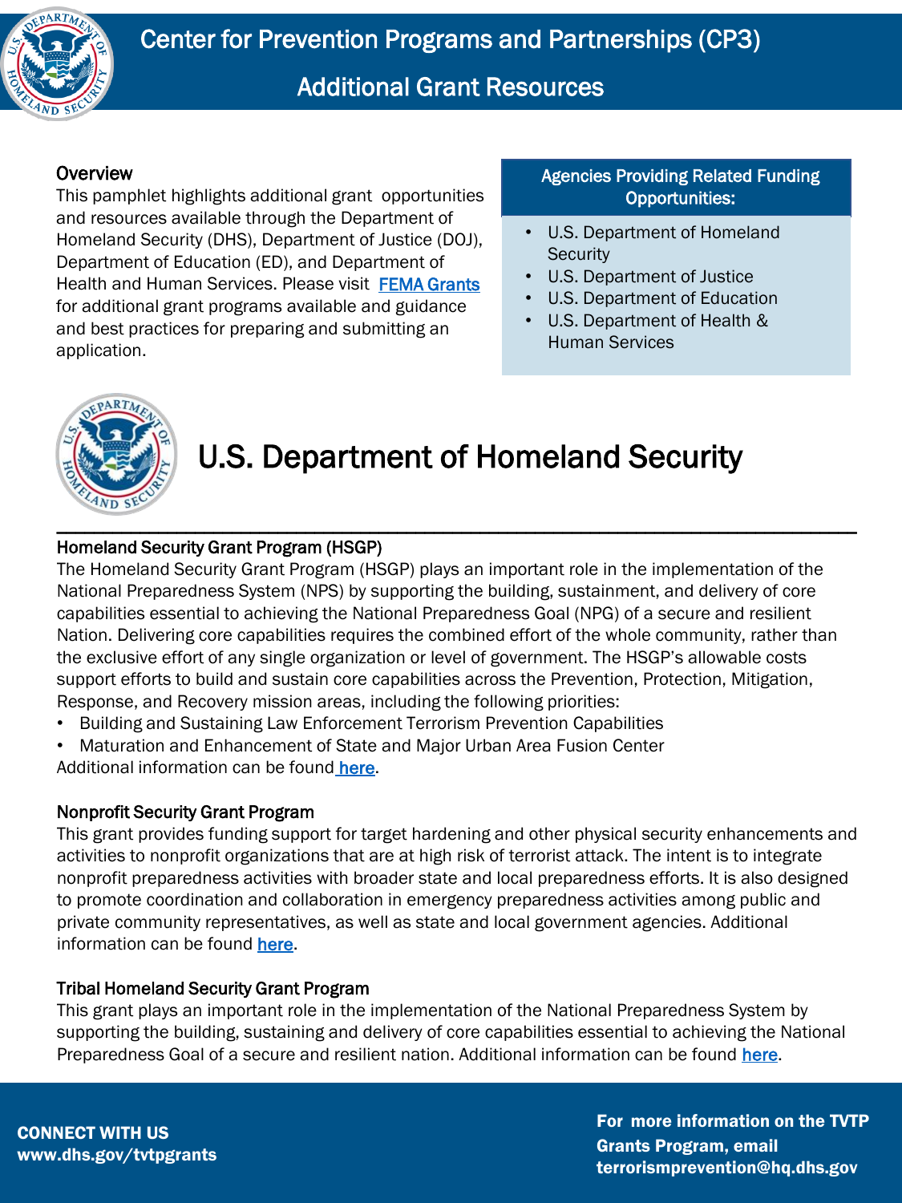# Center for Prevention Programs and Partnerships (CP3)

## Additional Grant Resources

### Overview

This pamphlet highlights additional grant opportunities and resources available through the Department of Homeland Security (DHS), Department of Justice (DOJ), Department of Education (ED), and Department of Health and Human Services. Please visit FEMA Grants for additional grant programs available and guidance and best practices for preparing and submitting an application.

**Agencies Providing Related Funding Opportunities:**

- U.S. Department of Homeland Security
- U.S. Department of Justice
- U.S. Department of Education
- U.S. Department of Health & Human Services

## U.S. Department of Homeland Security

### Homeland Security Grant Program (HSGP)

The Homeland Security Grant Program (HSGP) plays an important role in the implementation of the National Preparedness System (NPS) by supporting the building, sustainment, and delivery of core capabilities essential to achieving the National Preparedness Goal (NPG) of a secure and resilient Nation. Delivering core capabilities requires the combined effort of the whole community, rather than the exclusive effort of any single organization or level of government. The HSGP's allowable costs support efforts to build and sustain core capabilities across the Prevention, Protection, Mitigation, Response, and Recovery mission areas, including the following priorities:

- Building and Sustaining Law Enforcement Terrorism Prevention Capabilities
- Maturation and Enhancement of State and Major Urban Area Fusion Center

Additional information can be found here.

### Nonprofit Security Grant Program

This grant provides funding support for target hardening and other physical security enhancements and activities to nonprofit organizations that are at high risk of terrorist attack. The intent is to integrate nonprofit preparedness activities with broader state and local preparedness efforts. It is also designed to promote coordination and collaboration in emergency preparedness activities among public and private community representatives, as well as state and local government agencies. Additional information can be found here.

### Tribal Homeland Security Grant Program

This grant plays an important role in the implementation of the National Preparedness System by supporting the building, sustaining and delivery of core capabilities essential to achieving the National Preparedness Goal of a secure and resilient nation. Additional information can be found here.

**CONNECT WITH US**
**www.dhs.gov/tvtpgrants**

**For more information on the TVTP Grants Program, email terrorismprevention@hq.dhs.gov**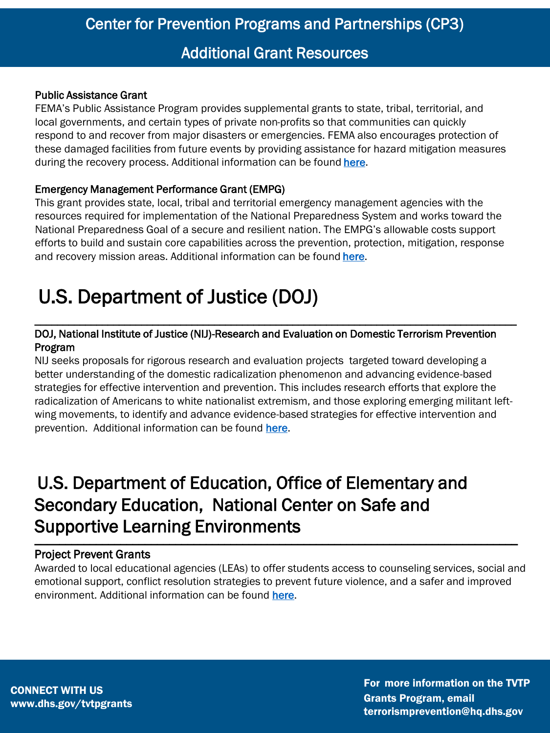# Center for Prevention Programs and Partnerships (CP3)

## Additional Grant Resources

**Public Assistance Grant**

FEMA's Public Assistance Program provides supplemental grants to state, tribal, territorial, and local governments, and certain types of private non-profits so that communities can quickly respond to and recover from major disasters or emergencies. FEMA also encourages protection of these damaged facilities from future events by providing assistance for hazard mitigation measures during the recovery process. Additional information can be found **here**.

**Emergency Management Performance Grant (EMPG)**

This grant provides state, local, tribal and territorial emergency management agencies with the resources required for implementation of the National Preparedness System and works toward the National Preparedness Goal of a secure and resilient nation. The EMPG's allowable costs support efforts to build and sustain core capabilities across the prevention, protection, mitigation, response and recovery mission areas. Additional information can be found **here**.

## U.S. Department of Justice (DOJ)

**DOJ, National Institute of Justice (NIJ)-Research and Evaluation on Domestic Terrorism Prevention Program**

NIJ seeks proposals for rigorous research and evaluation projects targeted toward developing a better understanding of the domestic radicalization phenomenon and advancing evidence-based strategies for effective intervention and prevention. This includes research efforts that explore the radicalization of Americans to white nationalist extremism, and those exploring emerging militant left-wing movements, to identify and advance evidence-based strategies for effective intervention and prevention. Additional information can be found **here**.

## U.S. Department of Education, Office of Elementary and Secondary Education, National Center on Safe and Supportive Learning Environments

**Project Prevent Grants**

Awarded to local educational agencies (LEAs) to offer students access to counseling services, social and emotional support, conflict resolution strategies to prevent future violence, and a safer and improved environment. Additional information can be found **here**.

**CONNECT WITH US**
**www.dhs.gov/tvtpgrants**

**For more information on the TVTP Grants Program, email terrorismprevention@hq.dhs.gov**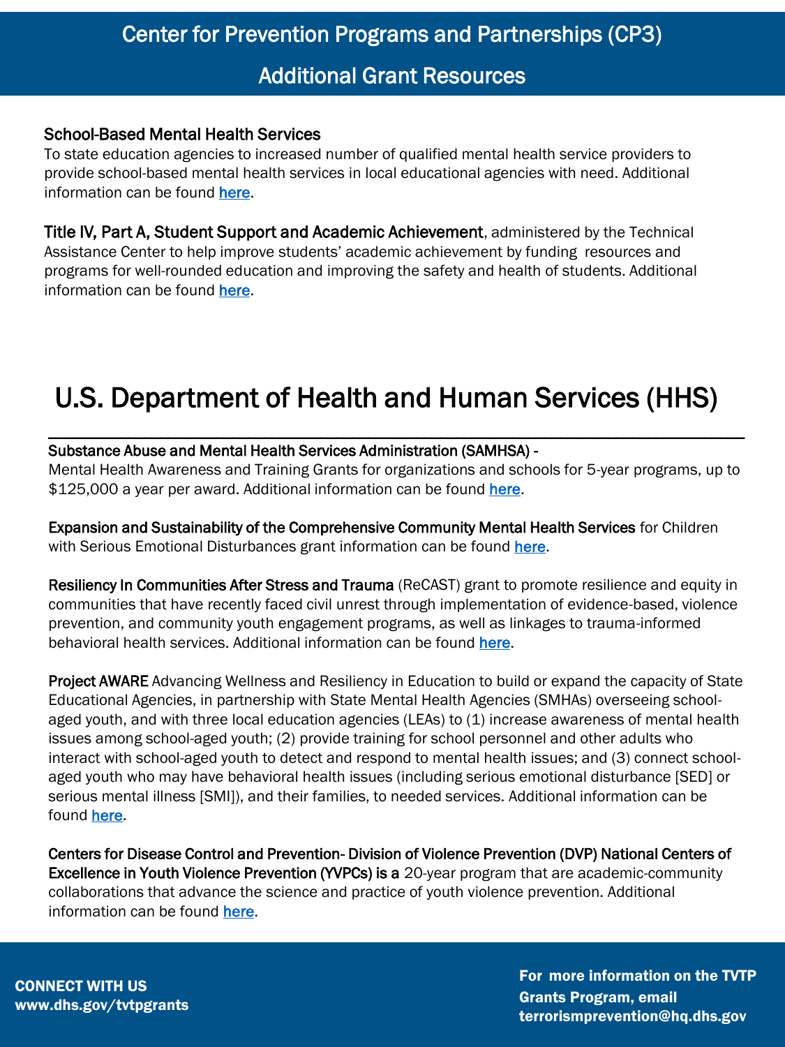# Center for Prevention Programs and Partnerships (CP3)

## Additional Grant Resources

**School-Based Mental Health Services**
To state education agencies to increased number of qualified mental health service providers to provide school-based mental health services in local educational agencies with need. Additional information can be found **here**.

**Title IV, Part A, Student Support and Academic Achievement**, administered by the Technical Assistance Center to help improve students' academic achievement by funding resources and programs for well-rounded education and improving the safety and health of students. Additional information can be found **here**.

# U.S. Department of Health and Human Services (HHS)

**Substance Abuse and Mental Health Services Administration (SAMHSA) -**
Mental Health Awareness and Training Grants for organizations and schools for 5-year programs, up to $125,000 a year per award. Additional information can be found **here**.

**Expansion and Sustainability of the Comprehensive Community Mental Health Services** for Children with Serious Emotional Disturbances grant information can be found **here**.

**Resiliency In Communities After Stress and Trauma** (ReCAST) grant to promote resilience and equity in communities that have recently faced civil unrest through implementation of evidence-based, violence prevention, and community youth engagement programs, as well as linkages to trauma-informed behavioral health services. Additional information can be found **here**.

**Project AWARE** Advancing Wellness and Resiliency in Education to build or expand the capacity of State Educational Agencies, in partnership with State Mental Health Agencies (SMHAs) overseeing school-aged youth, and with three local education agencies (LEAs) to (1) increase awareness of mental health issues among school-aged youth; (2) provide training for school personnel and other adults who interact with school-aged youth to detect and respond to mental health issues; and (3) connect school-aged youth who may have behavioral health issues (including serious emotional disturbance [SED] or serious mental illness [SMI]), and their families, to needed services. Additional information can be found **here**.

**Centers for Disease Control and Prevention- Division of Violence Prevention (DVP) National Centers of Excellence in Youth Violence Prevention (YVPCs) is a** 20-year program that are academic-community collaborations that advance the science and practice of youth violence prevention. Additional information can be found **here**.

**CONNECT WITH US**
**www.dhs.gov/tvtpgrants**

**For more information on the TVTP Grants Program, email terrorismprevention@hq.dhs.gov**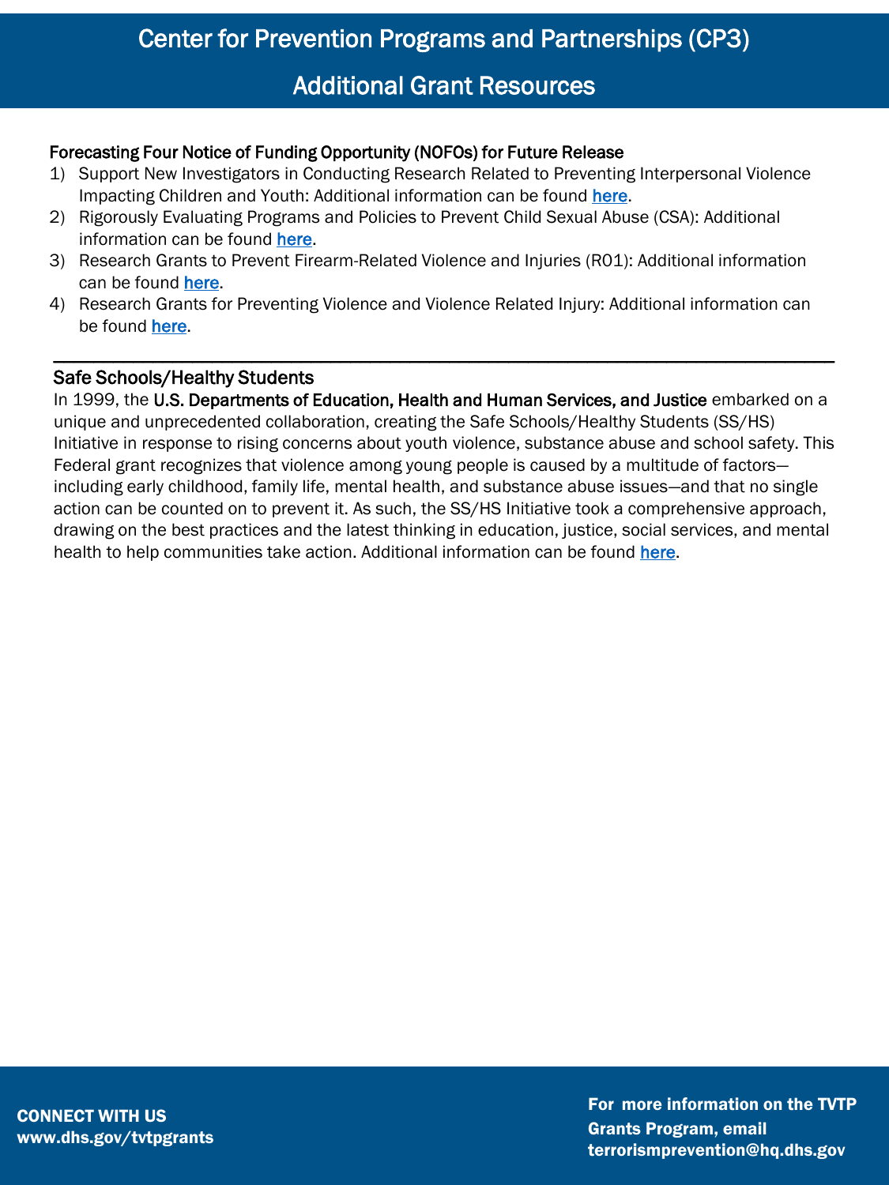# Center for Prevention Programs and Partnerships (CP3)

## Additional Grant Resources

### Forecasting Four Notice of Funding Opportunity (NOFOs) for Future Release

1) Support New Investigators in Conducting Research Related to Preventing Interpersonal Violence Impacting Children and Youth: Additional information can be found here.
2) Rigorously Evaluating Programs and Policies to Prevent Child Sexual Abuse (CSA): Additional information can be found here.
3) Research Grants to Prevent Firearm-Related Violence and Injuries (R01): Additional information can be found here.
4) Research Grants for Preventing Violence and Violence Related Injury: Additional information can be found here.

---

### Safe Schools/Healthy Students

In 1999, the U.S. Departments of Education, Health and Human Services, and Justice embarked on a unique and unprecedented collaboration, creating the Safe Schools/Healthy Students (SS/HS) Initiative in response to rising concerns about youth violence, substance abuse and school safety. This Federal grant recognizes that violence among young people is caused by a multitude of factors—including early childhood, family life, mental health, and substance abuse issues—and that no single action can be counted on to prevent it. As such, the SS/HS Initiative took a comprehensive approach, drawing on the best practices and the latest thinking in education, justice, social services, and mental health to help communities take action. Additional information can be found here.

**CONNECT WITH US**
**www.dhs.gov/tvtpgrants**

**For more information on the TVTP Grants Program, email terrorismprevention@hq.dhs.gov**